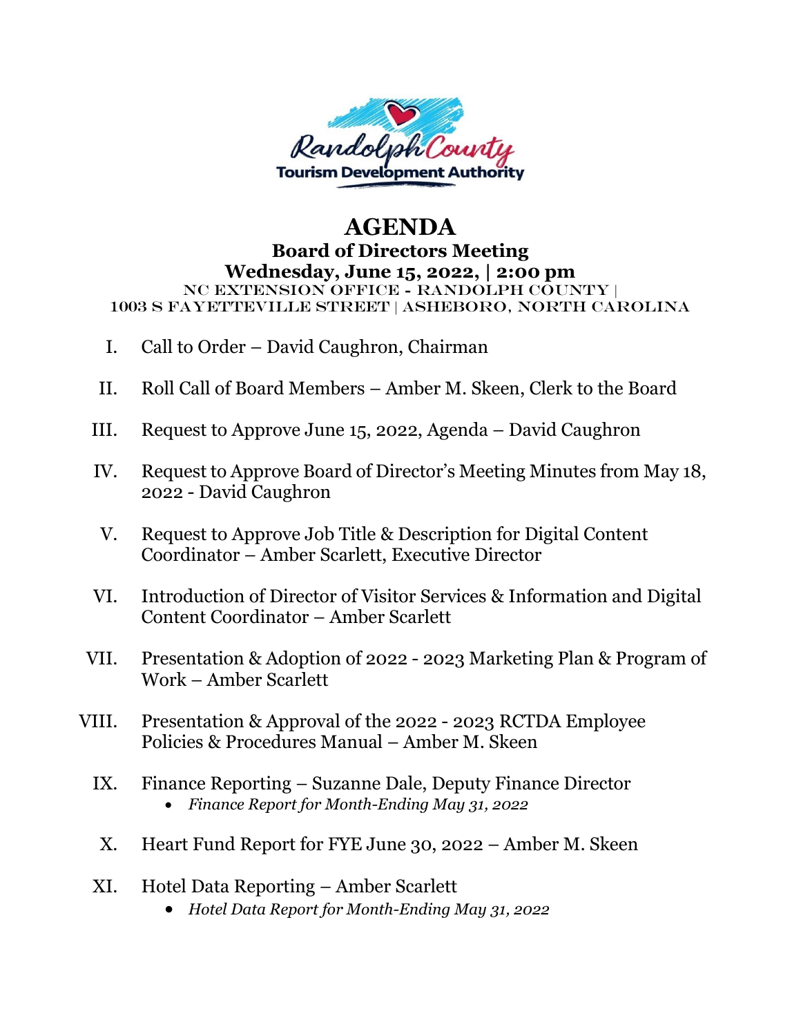Randolph County
Tourism Development Authority

# AGENDA

## Board of Directors Meeting

## Wednesday, June 15, 2022, | 2:00 pm

NC EXTENSION OFFICE - RANDOLPH COUNTY |
1003 S FAYETTEVILLE STREET | ASHEBORO, NORTH CAROLINA

I. Call to Order – David Caughron, Chairman

II. Roll Call of Board Members – Amber M. Skeen, Clerk to the Board

III. Request to Approve June 15, 2022, Agenda – David Caughron

IV. Request to Approve Board of Director's Meeting Minutes from May 18, 2022 - David Caughron

V. Request to Approve Job Title & Description for Digital Content Coordinator – Amber Scarlett, Executive Director

VI. Introduction of Director of Visitor Services & Information and Digital Content Coordinator – Amber Scarlett

VII. Presentation & Adoption of 2022 - 2023 Marketing Plan & Program of Work – Amber Scarlett

VIII. Presentation & Approval of the 2022 - 2023 RCTDA Employee Policies & Procedures Manual – Amber M. Skeen

IX. Finance Reporting – Suzanne Dale, Deputy Finance Director
   - *Finance Report for Month-Ending May 31, 2022*

X. Heart Fund Report for FYE June 30, 2022 – Amber M. Skeen

XI. Hotel Data Reporting – Amber Scarlett
   - *Hotel Data Report for Month-Ending May 31, 2022*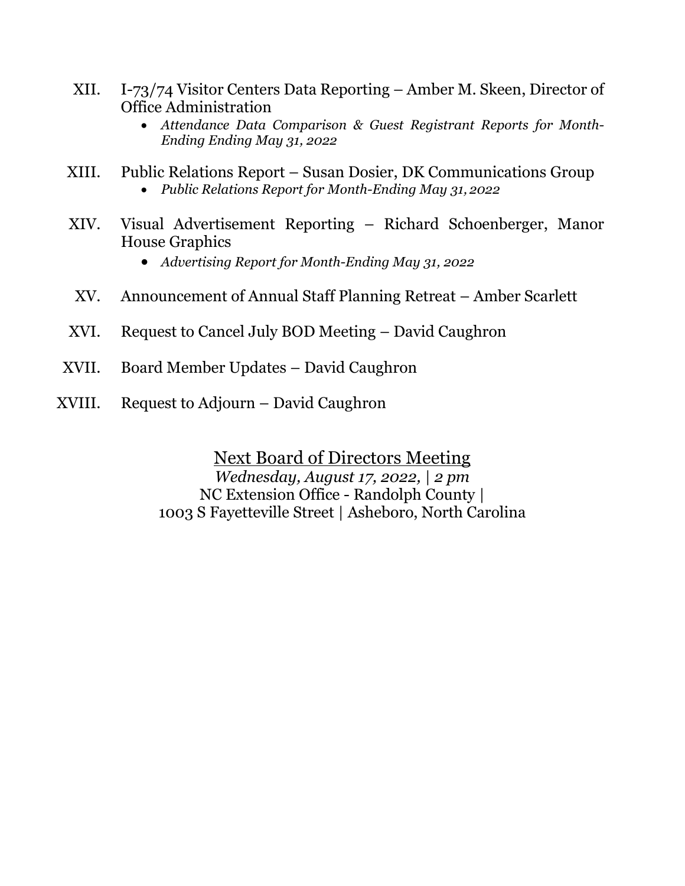XII. I-73/74 Visitor Centers Data Reporting – Amber M. Skeen, Director of Office Administration
   - *Attendance Data Comparison & Guest Registrant Reports for Month-Ending Ending May 31, 2022*

XIII. Public Relations Report – Susan Dosier, DK Communications Group
   - *Public Relations Report for Month-Ending May 31, 2022*

XIV. Visual Advertisement Reporting – Richard Schoenberger, Manor House Graphics
   - *Advertising Report for Month-Ending May 31, 2022*

XV. Announcement of Annual Staff Planning Retreat – Amber Scarlett

XVI. Request to Cancel July BOD Meeting – David Caughron

XVII. Board Member Updates – David Caughron

XVIII. Request to Adjourn – David Caughron

<u>Next Board of Directors Meeting</u>

*Wednesday, August 17, 2022, | 2 pm*

NC Extension Office - Randolph County |

1003 S Fayetteville Street | Asheboro, North Carolina